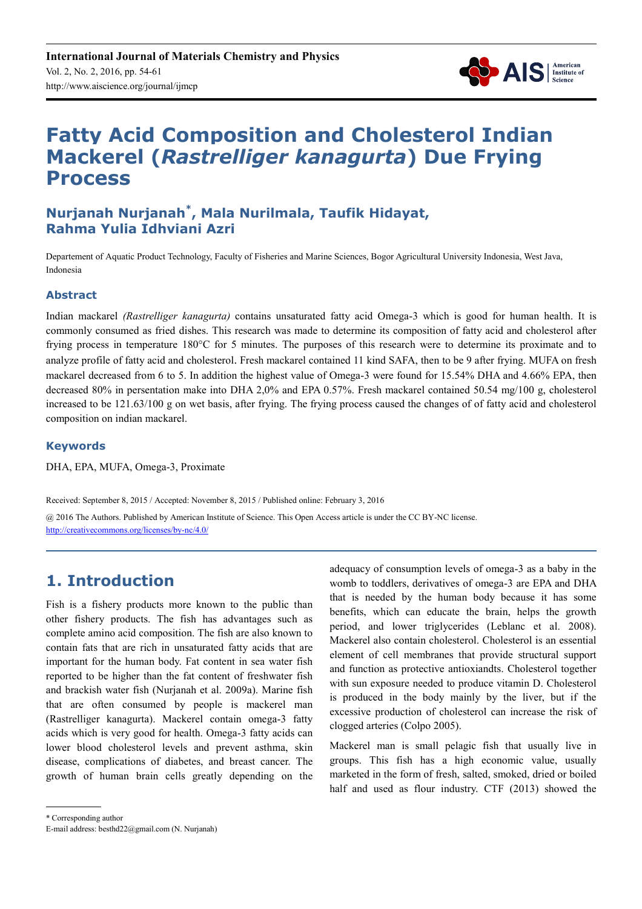# Fatty Acid Composition and Cholesterol Indian Mackerel (*Rastrelliger kanagurta*) Due Frying Process

## Nurjanah Nurjanah*, Mala Nurilmala, Taufik Hidayat, Rahma Yulia Idhviani Azri

Departement of Aquatic Product Technology, Faculty of Fisheries and Marine Sciences, Bogor Agricultural University Indonesia, West Java, Indonesia

### Abstract

Indian mackarel *(Rastrelliger kanagurta)* contains unsaturated fatty acid Omega-3 which is good for human health. It is commonly consumed as fried dishes. This research was made to determine its composition of fatty acid and cholesterol after frying process in temperature 180°C for 5 minutes. The purposes of this research were to determine its proximate and to analyze profile of fatty acid and cholesterol. Fresh mackarel contained 11 kind SAFA, then to be 9 after frying. MUFA on fresh mackarel decreased from 6 to 5. In addition the highest value of Omega-3 were found for 15.54% DHA and 4.66% EPA, then decreased 80% in persentation make into DHA 2,0% and EPA 0.57%. Fresh mackarel contained 50.54 mg/100 g, cholesterol increased to be 121.63/100 g on wet basis, after frying. The frying process caused the changes of of fatty acid and cholesterol composition on indian mackarel.

### Keywords

DHA, EPA, MUFA, Omega-3, Proximate

Received: September 8, 2015 / Accepted: November 8, 2015 / Published online: February 3, 2016

@ 2016 The Authors. Published by American Institute of Science. This Open Access article is under the CC BY-NC license. http://creativecommons.org/licenses/by-nc/4.0/

## 1. Introduction

Fish is a fishery products more known to the public than other fishery products. The fish has advantages such as complete amino acid composition. The fish are also known to contain fats that are rich in unsaturated fatty acids that are important for the human body. Fat content in sea water fish reported to be higher than the fat content of freshwater fish and brackish water fish (Nurjanah et al. 2009a). Marine fish that are often consumed by people is mackerel man (Rastrelliger kanagurta). Mackerel contain omega-3 fatty acids which is very good for health. Omega-3 fatty acids can lower blood cholesterol levels and prevent asthma, skin disease, complications of diabetes, and breast cancer. The growth of human brain cells greatly depending on the adequacy of consumption levels of omega-3 as a baby in the womb to toddlers, derivatives of omega-3 are EPA and DHA that is needed by the human body because it has some benefits, which can educate the brain, helps the growth period, and lower triglycerides (Leblanc et al. 2008). Mackerel also contain cholesterol. Cholesterol is an essential element of cell membranes that provide structural support and function as protective antioxiandts. Cholesterol together with sun exposure needed to produce vitamin D. Cholesterol is produced in the body mainly by the liver, but if the excessive production of cholesterol can increase the risk of clogged arteries (Colpo 2005).

Mackerel man is small pelagic fish that usually live in groups. This fish has a high economic value, usually marketed in the form of fresh, salted, smoked, dried or boiled half and used as flour industry. CTF (2013) showed the

\* Corresponding author

E-mail address: besthd22@gmail.com (N. Nurjanah)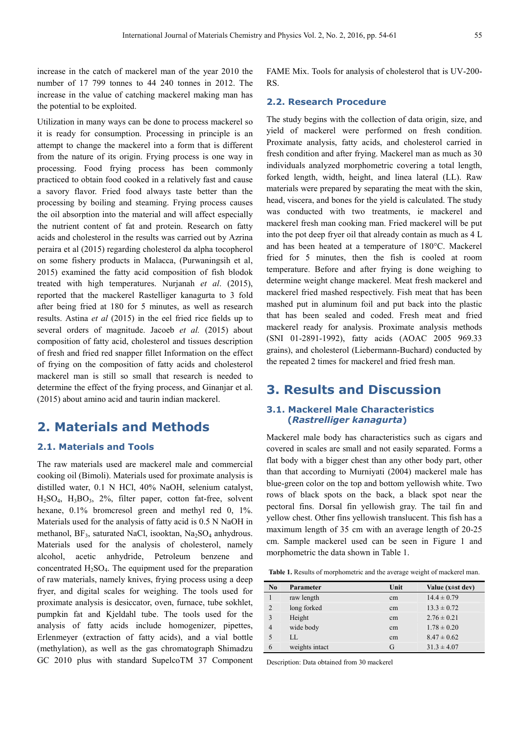increase in the catch of mackerel man of the year 2010 the number of 17 799 tonnes to 44 240 tonnes in 2012. The increase in the value of catching mackerel making man has the potential to be exploited.

Utilization in many ways can be done to process mackerel so it is ready for consumption. Processing in principle is an attempt to change the mackerel into a form that is different from the nature of its origin. Frying process is one way in processing. Food frying process has been commonly practiced to obtain food cooked in a relatively fast and cause a savory flavor. Fried food always taste better than the processing by boiling and steaming. Frying process causes the oil absorption into the material and will affect especially the nutrient content of fat and protein. Research on fatty acids and cholesterol in the results was carried out by Azrina peraira et al (2015) regarding cholesterol da alpha tocopherol on some fishery products in Malacca, (Purwaningsih et al, 2015) examined the fatty acid composition of fish blodok treated with high temperatures. Nurjanah *et al*. (2015), reported that the mackerel Rastelliger kanagurta to 3 fold after being fried at 180 for 5 minutes, as well as research results. Astina *et al* (2015) in the eel fried rice fields up to several orders of magnitude. Jacoeb *et al.* (2015) about composition of fatty acid, cholesterol and tissues description of fresh and fried red snapper fillet Information on the effect of frying on the composition of fatty acids and cholesterol mackerel man is still so small that research is needed to determine the effect of the frying process, and Ginanjar et al. (2015) about amino acid and taurin indian mackerel.

## 2. Materials and Methods

### 2.1. Materials and Tools

The raw materials used are mackerel male and commercial cooking oil (Bimoli). Materials used for proximate analysis is distilled water, 0.1 N HCl, 40% NaOH, selenium catalyst, $H_2SO_4$, $H_3BO_3$, 2%, filter paper, cotton fat-free, solvent hexane, 0.1% bromcresol green and methyl red 0, 1%. Materials used for the analysis of fatty acid is 0.5 N NaOH in methanol, $BF_3$, saturated NaCl, isooktan, $Na_2SO_4$ anhydrous. Materials used for the analysis of cholesterol, namely alcohol, acetic anhydride, Petroleum benzene and concentrated $H_2SO_4$. The equipment used for the preparation of raw materials, namely knives, frying process using a deep fryer, and digital scales for weighing. The tools used for proximate analysis is desiccator, oven, furnace, tube sokhlet, pumpkin fat and Kjeldahl tube. The tools used for the analysis of fatty acids include homogenizer, pipettes, Erlenmeyer (extraction of fatty acids), and a vial bottle (methylation), as well as the gas chromatograph Shimadzu GC 2010 plus with standard SupelcoTM 37 Component FAME Mix. Tools for analysis of cholesterol that is UV-200-RS.

### 2.2. Research Procedure

The study begins with the collection of data origin, size, and yield of mackerel were performed on fresh condition. Proximate analysis, fatty acids, and cholesterol carried in fresh condition and after frying. Mackerel man as much as 30 individuals analyzed morphometric covering a total length, forked length, width, height, and linea lateral (LL). Raw materials were prepared by separating the meat with the skin, head, viscera, and bones for the yield is calculated. The study was conducted with two treatments, ie mackerel and mackerel fresh man cooking man. Fried mackerel will be put into the pot deep fryer oil that already contain as much as 4 L and has been heated at a temperature of 180°C. Mackerel fried for 5 minutes, then the fish is cooled at room temperature. Before and after frying is done weighing to determine weight change mackerel. Meat fresh mackerel and mackerel fried mashed respectively. Fish meat that has been mashed put in aluminum foil and put back into the plastic that has been sealed and coded. Fresh meat and fried mackerel ready for analysis. Proximate analysis methods (SNI 01-2891-1992), fatty acids (AOAC 2005 969.33 grains), and cholesterol (Liebermann-Buchard) conducted by the repeated 2 times for mackerel and fried fresh man.

## 3. Results and Discussion

### 3.1. Mackerel Male Characteristics (*Rastrelliger kanagurta*)

Mackerel male body has characteristics such as cigars and covered in scales are small and not easily separated. Forms a flat body with a bigger chest than any other body part, other than that according to Murniyati (2004) mackerel male has blue-green color on the top and bottom yellowish white. Two rows of black spots on the back, a black spot near the pectoral fins. Dorsal fin yellowish gray. The tail fin and yellow chest. Other fins yellowish translucent. This fish has a maximum length of 35 cm with an average length of 20-25 cm. Sample mackerel used can be seen in Figure 1 and morphometric the data shown in Table 1.

**Table 1.** Results of morphometric and the average weight of mackerel man.

| No | Parameter | Unit | Value (x±st dev) |
|---|---|---|---|
| 1 | raw length | cm | 14.4 ± 0.79 |
| 2 | long forked | cm | 13.3 ± 0.72 |
| 3 | Height | cm | 2.76 ± 0.21 |
| 4 | wide body | cm | 1.78 ± 0.20 |
| 5 | LL | cm | 8.47 ± 0.62 |
| 6 | weights intact | G | 31.3 ± 4.07 |

Description: Data obtained from 30 mackerel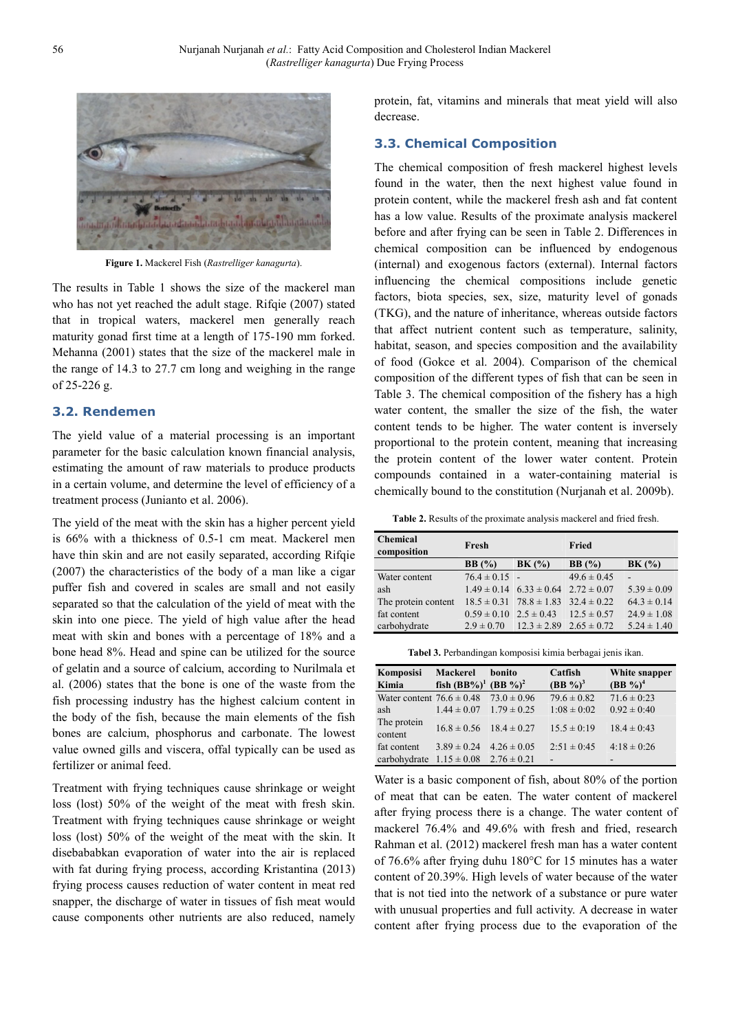Figure 1. Mackerel Fish (*Rastrelliger kanagurta*).

The results in Table 1 shows the size of the mackerel man who has not yet reached the adult stage. Rifqie (2007) stated that in tropical waters, mackerel men generally reach maturity gonad first time at a length of 175-190 mm forked. Mehanna (2001) states that the size of the mackerel male in the range of 14.3 to 27.7 cm long and weighing in the range of 25-226 g.

## 3.2. Rendemen

The yield value of a material processing is an important parameter for the basic calculation known financial analysis, estimating the amount of raw materials to produce products in a certain volume, and determine the level of efficiency of a treatment process (Junianto et al. 2006).

The yield of the meat with the skin has a higher percent yield is 66% with a thickness of 0.5-1 cm meat. Mackerel men have thin skin and are not easily separated, according Rifqie (2007) the characteristics of the body of a man like a cigar puffer fish and covered in scales are small and not easily separated so that the calculation of the yield of meat with the skin into one piece. The yield of high value after the head meat with skin and bones with a percentage of 18% and a bone head 8%. Head and spine can be utilized for the source of gelatin and a source of calcium, according to Nurilmala et al. (2006) states that the bone is one of the waste from the fish processing industry has the highest calcium content in the body of the fish, because the main elements of the fish bones are calcium, phosphorus and carbonate. The lowest value owned gills and viscera, offal typically can be used as fertilizer or animal feed.

Treatment with frying techniques cause shrinkage or weight loss (lost) 50% of the weight of the meat with fresh skin. Treatment with frying techniques cause shrinkage or weight loss (lost) 50% of the weight of the meat with the skin. It disebababkan evaporation of water into the air is replaced with fat during frying process, according Kristantina (2013) frying process causes reduction of water content in meat red snapper, the discharge of water in tissues of fish meat would cause components other nutrients are also reduced, namely protein, fat, vitamins and minerals that meat yield will also decrease.

## 3.3. Chemical Composition

The chemical composition of fresh mackerel highest levels found in the water, then the next highest value found in protein content, while the mackerel fresh ash and fat content has a low value. Results of the proximate analysis mackerel before and after frying can be seen in Table 2. Differences in chemical composition can be influenced by endogenous (internal) and exogenous factors (external). Internal factors influencing the chemical compositions include genetic factors, biota species, sex, size, maturity level of gonads (TKG), and the nature of inheritance, whereas outside factors that affect nutrient content such as temperature, salinity, habitat, season, and species composition and the availability of food (Gokce et al. 2004). Comparison of the chemical composition of the different types of fish that can be seen in Table 3. The chemical composition of the fishery has a high water content, the smaller the size of the fish, the water content tends to be higher. The water content is inversely proportional to the protein content, meaning that increasing the protein content of the lower water content. Protein compounds contained in a water-containing material is chemically bound to the constitution (Nurjanah et al. 2009b).

**Table 2.** Results of the proximate analysis mackerel and fried fresh.

| Chemical composition | Fresh | | Fried | |
|---|---|---|---|---|
| | BB (%) | BK (%) | BB (%) | BK (%) |
| Water content | 76.4 ± 0.15 | - | 49.6 ± 0.45 | - |
| ash | 1.49 ± 0.14 | 6.33 ± 0.64 | 2.72 ± 0.07 | 5.39 ± 0.09 |
| The protein content | 18.5 ± 0.31 | 78.8 ± 1.83 | 32.4 ± 0.22 | 64.3 ± 0.14 |
| fat content | 0.59 ± 0.10 | 2.5 ± 0.43 | 12.5 ± 0.57 | 24.9 ± 1.08 |
| carbohydrate | 2.9 ± 0.70 | 12.3 ± 2.89 | 2.65 ± 0.72 | 5.24 ± 1.40 |

**Tabel 3.** Perbandingan komposisi kimia berbagai jenis ikan.

| Komposisi Kimia | Mackerel fish (BB%)[1] | bonito (BB %)[2] | Catfish (BB %)[3] | White snapper (BB %)[4] |
|---|---|---|---|---|
| Water content | 76.6 ± 0.48 | 73.0 ± 0.96 | 79.6 ± 0.82 | 71.6 ± 0:23 |
| ash | 1.44 ± 0.07 | 1.79 ± 0.25 | 1:08 ± 0:02 | 0.92 ± 0:40 |
| The protein content | 16.8 ± 0.56 | 18.4 ± 0.27 | 15.5 ± 0:19 | 18.4 ± 0:43 |
| fat content | 3.89 ± 0.24 | 4.26 ± 0.05 | 2:51 ± 0:45 | 4:18 ± 0:26 |
| carbohydrate | 1.15 ± 0.08 | 2.76 ± 0.21 | - | - |

Water is a basic component of fish, about 80% of the portion of meat that can be eaten. The water content of mackerel after frying process there is a change. The water content of mackerel 76.4% and 49.6% with fresh and fried, research Rahman et al. (2012) mackerel fresh man has a water content of 76.6% after frying duhu 180°C for 15 minutes has a water content of 20.39%. High levels of water because of the water that is not tied into the network of a substance or pure water with unusual properties and full activity. A decrease in water content after frying process due to the evaporation of the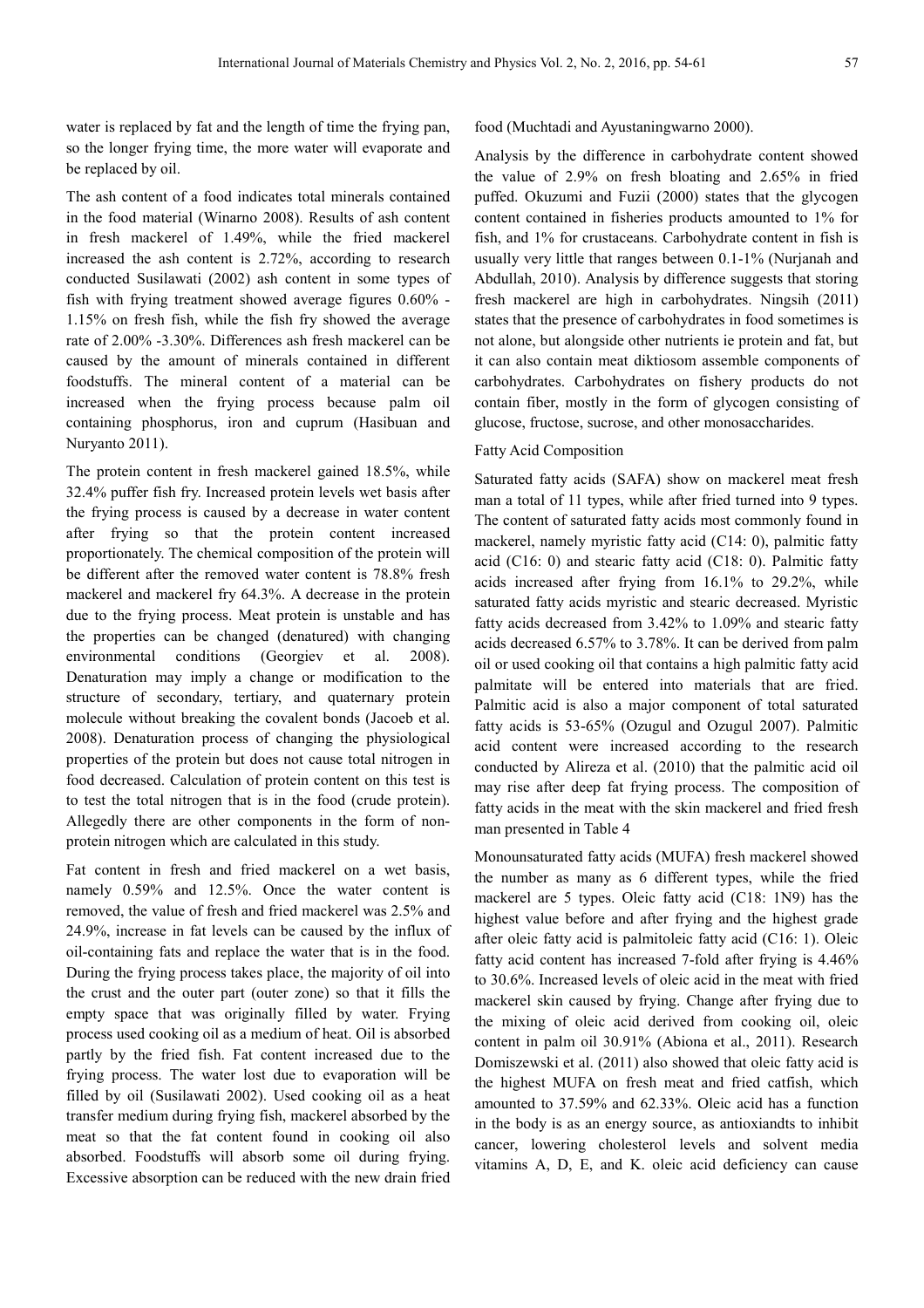water is replaced by fat and the length of time the frying pan, so the longer frying time, the more water will evaporate and be replaced by oil.

The ash content of a food indicates total minerals contained in the food material (Winarno 2008). Results of ash content in fresh mackerel of 1.49%, while the fried mackerel increased the ash content is 2.72%, according to research conducted Susilawati (2002) ash content in some types of fish with frying treatment showed average figures 0.60% - 1.15% on fresh fish, while the fish fry showed the average rate of 2.00% -3.30%. Differences ash fresh mackerel can be caused by the amount of minerals contained in different foodstuffs. The mineral content of a material can be increased when the frying process because palm oil containing phosphorus, iron and cuprum (Hasibuan and Nuryanto 2011).

The protein content in fresh mackerel gained 18.5%, while 32.4% puffer fish fry. Increased protein levels wet basis after the frying process is caused by a decrease in water content after frying so that the protein content increased proportionately. The chemical composition of the protein will be different after the removed water content is 78.8% fresh mackerel and mackerel fry 64.3%. A decrease in the protein due to the frying process. Meat protein is unstable and has the properties can be changed (denatured) with changing environmental conditions (Georgiev et al. 2008). Denaturation may imply a change or modification to the structure of secondary, tertiary, and quaternary protein molecule without breaking the covalent bonds (Jacoeb et al. 2008). Denaturation process of changing the physiological properties of the protein but does not cause total nitrogen in food decreased. Calculation of protein content on this test is to test the total nitrogen that is in the food (crude protein). Allegedly there are other components in the form of non-protein nitrogen which are calculated in this study.

Fat content in fresh and fried mackerel on a wet basis, namely 0.59% and 12.5%. Once the water content is removed, the value of fresh and fried mackerel was 2.5% and 24.9%, increase in fat levels can be caused by the influx of oil-containing fats and replace the water that is in the food. During the frying process takes place, the majority of oil into the crust and the outer part (outer zone) so that it fills the empty space that was originally filled by water. Frying process used cooking oil as a medium of heat. Oil is absorbed partly by the fried fish. Fat content increased due to the frying process. The water lost due to evaporation will be filled by oil (Susilawati 2002). Used cooking oil as a heat transfer medium during frying fish, mackerel absorbed by the meat so that the fat content found in cooking oil also absorbed. Foodstuffs will absorb some oil during frying. Excessive absorption can be reduced with the new drain fried food (Muchtadi and Ayustaningwarno 2000).

Analysis by the difference in carbohydrate content showed the value of 2.9% on fresh bloating and 2.65% in fried puffed. Okuzumi and Fuzii (2000) states that the glycogen content contained in fisheries products amounted to 1% for fish, and 1% for crustaceans. Carbohydrate content in fish is usually very little that ranges between 0.1-1% (Nurjanah and Abdullah, 2010). Analysis by difference suggests that storing fresh mackerel are high in carbohydrates. Ningsih (2011) states that the presence of carbohydrates in food sometimes is not alone, but alongside other nutrients ie protein and fat, but it can also contain meat diktiosom assemble components of carbohydrates. Carbohydrates on fishery products do not contain fiber, mostly in the form of glycogen consisting of glucose, fructose, sucrose, and other monosaccharides.

Fatty Acid Composition

Saturated fatty acids (SAFA) show on mackerel meat fresh man a total of 11 types, while after fried turned into 9 types. The content of saturated fatty acids most commonly found in mackerel, namely myristic fatty acid (C14: 0), palmitic fatty acid (C16: 0) and stearic fatty acid (C18: 0). Palmitic fatty acids increased after frying from 16.1% to 29.2%, while saturated fatty acids myristic and stearic decreased. Myristic fatty acids decreased from 3.42% to 1.09% and stearic fatty acids decreased 6.57% to 3.78%. It can be derived from palm oil or used cooking oil that contains a high palmitic fatty acid palmitate will be entered into materials that are fried. Palmitic acid is also a major component of total saturated fatty acids is 53-65% (Ozugul and Ozugul 2007). Palmitic acid content were increased according to the research conducted by Alireza et al. (2010) that the palmitic acid oil may rise after deep fat frying process. The composition of fatty acids in the meat with the skin mackerel and fried fresh man presented in Table 4

Monounsaturated fatty acids (MUFA) fresh mackerel showed the number as many as 6 different types, while the fried mackerel are 5 types. Oleic fatty acid (C18: 1N9) has the highest value before and after frying and the highest grade after oleic fatty acid is palmitoleic fatty acid (C16: 1). Oleic fatty acid content has increased 7-fold after frying is 4.46% to 30.6%. Increased levels of oleic acid in the meat with fried mackerel skin caused by frying. Change after frying due to the mixing of oleic acid derived from cooking oil, oleic content in palm oil 30.91% (Abiona et al., 2011). Research Domiszewski et al. (2011) also showed that oleic fatty acid is the highest MUFA on fresh meat and fried catfish, which amounted to 37.59% and 62.33%. Oleic acid has a function in the body is as an energy source, as antioxiandts to inhibit cancer, lowering cholesterol levels and solvent media vitamins A, D, E, and K. oleic acid deficiency can cause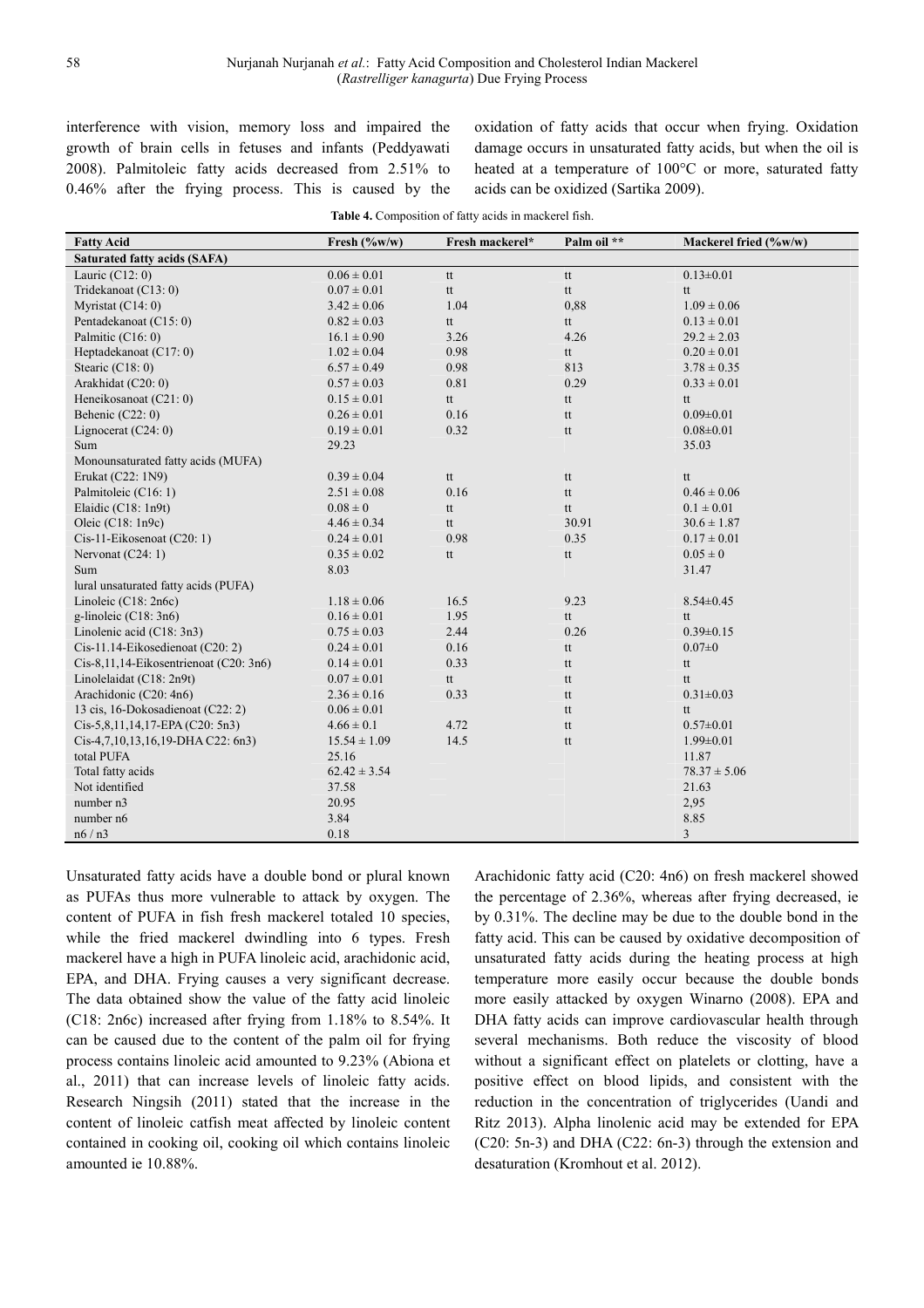interference with vision, memory loss and impaired the growth of brain cells in fetuses and infants (Peddyawati 2008). Palmitoleic fatty acids decreased from 2.51% to 0.46% after the frying process. This is caused by the oxidation of fatty acids that occur when frying. Oxidation damage occurs in unsaturated fatty acids, but when the oil is heated at a temperature of 100°C or more, saturated fatty acids can be oxidized (Sartika 2009).

**Table 4.** Composition of fatty acids in mackerel fish.

| Fatty Acid | Fresh (%w/w) | Fresh mackerel* | Palm oil ** | Mackerel fried (%w/w) |
|---|---|---|---|---|
| **Saturated fatty acids (SAFA)** | | | | |
| Lauric (C12: 0) | 0.06 ± 0.01 | tt | tt | 0.13±0.01 |
| Tridekanoat (C13: 0) | 0.07 ± 0.01 | tt | tt | tt |
| Myristat (C14: 0) | 3.42 ± 0.06 | 1.04 | 0,88 | 1.09 ± 0.06 |
| Pentadekanoat (C15: 0) | 0.82 ± 0.03 | tt | tt | 0.13 ± 0.01 |
| Palmitic (C16: 0) | 16.1 ± 0.90 | 3.26 | 4.26 | 29.2 ± 2.03 |
| Heptadekanoat (C17: 0) | 1.02 ± 0.04 | 0.98 | tt | 0.20 ± 0.01 |
| Stearic (C18: 0) | 6.57 ± 0.49 | 0.98 | 813 | 3.78 ± 0.35 |
| Arakhidat (C20: 0) | 0.57 ± 0.03 | 0.81 | 0.29 | 0.33 ± 0.01 |
| Heneikosanoat (C21: 0) | 0.15 ± 0.01 | tt | tt | tt |
| Behenic (C22: 0) | 0.26 ± 0.01 | 0.16 | tt | 0.09±0.01 |
| Lignocerat (C24: 0) | 0.19 ± 0.01 | 0.32 | tt | 0.08±0.01 |
| Sum | 29.23 | | | 35.03 |
| Monounsaturated fatty acids (MUFA) | | | | |
| Erukat (C22: 1N9) | 0.39 ± 0.04 | tt | tt | tt |
| Palmitoleic (C16: 1) | 2.51 ± 0.08 | 0.16 | tt | 0.46 ± 0.06 |
| Elaidic (C18: 1n9t) | 0.08 ± 0 | tt | tt | 0.1 ± 0.01 |
| Oleic (C18: 1n9c) | 4.46 ± 0.34 | tt | 30.91 | 30.6 ± 1.87 |
| Cis-11-Eikosenoat (C20: 1) | 0.24 ± 0.01 | 0.98 | 0.35 | 0.17 ± 0.01 |
| Nervonat (C24: 1) | 0.35 ± 0.02 | tt | tt | 0.05 ± 0 |
| Sum | 8.03 | | | 31.47 |
| lural unsaturated fatty acids (PUFA) | | | | |
| Linoleic (C18: 2n6c) | 1.18 ± 0.06 | 16.5 | 9.23 | 8.54±0.45 |
| g-linoleic (C18: 3n6) | 0.16 ± 0.01 | 1.95 | tt | tt |
| Linolenic acid (C18: 3n3) | 0.75 ± 0.03 | 2.44 | 0.26 | 0.39±0.15 |
| Cis-11.14-Eikosedienoat (C20: 2) | 0.24 ± 0.01 | 0.16 | tt | 0.07±0 |
| Cis-8,11,14-Eikosentrienoat (C20: 3n6) | 0.14 ± 0.01 | 0.33 | tt | tt |
| Linolelaidat (C18: 2n9t) | 0.07 ± 0.01 | tt | tt | tt |
| Arachidonic (C20: 4n6) | 2.36 ± 0.16 | 0.33 | tt | 0.31±0.03 |
| 13 cis, 16-Dokosadienoat (C22: 2) | 0.06 ± 0.01 | | tt | tt |
| Cis-5,8,11,14,17-EPA (C20: 5n3) | 4.66 ± 0.1 | 4.72 | tt | 0.57±0.01 |
| Cis-4,7,10,13,16,19-DHA C22: 6n3) | 15.54 ± 1.09 | 14.5 | tt | 1.99±0.01 |
| total PUFA | 25.16 | | | 11.87 |
| Total fatty acids | 62.42 ± 3.54 | | | 78.37 ± 5.06 |
| Not identified | 37.58 | | | 21.63 |
| number n3 | 20.95 | | | 2,95 |
| number n6 | 3.84 | | | 8.85 |
| n6 / n3 | 0.18 | | | 3 |

Unsaturated fatty acids have a double bond or plural known as PUFAs thus more vulnerable to attack by oxygen. The content of PUFA in fish fresh mackerel totaled 10 species, while the fried mackerel dwindling into 6 types. Fresh mackerel have a high in PUFA linoleic acid, arachidonic acid, EPA, and DHA. Frying causes a very significant decrease. The data obtained show the value of the fatty acid linoleic (C18: 2n6c) increased after frying from 1.18% to 8.54%. It can be caused due to the content of the palm oil for frying process contains linoleic acid amounted to 9.23% (Abiona et al., 2011) that can increase levels of linoleic fatty acids. Research Ningsih (2011) stated that the increase in the content of linoleic catfish meat affected by linoleic content contained in cooking oil, cooking oil which contains linoleic amounted ie 10.88%.

Arachidonic fatty acid (C20: 4n6) on fresh mackerel showed the percentage of 2.36%, whereas after frying decreased, ie by 0.31%. The decline may be due to the double bond in the fatty acid. This can be caused by oxidative decomposition of unsaturated fatty acids during the heating process at high temperature more easily occur because the double bonds more easily attacked by oxygen Winarno (2008). EPA and DHA fatty acids can improve cardiovascular health through several mechanisms. Both reduce the viscosity of blood without a significant effect on platelets or clotting, have a positive effect on blood lipids, and consistent with the reduction in the concentration of triglycerides (Uandi and Ritz 2013). Alpha linolenic acid may be extended for EPA (C20: 5n-3) and DHA (C22: 6n-3) through the extension and desaturation (Kromhout et al. 2012).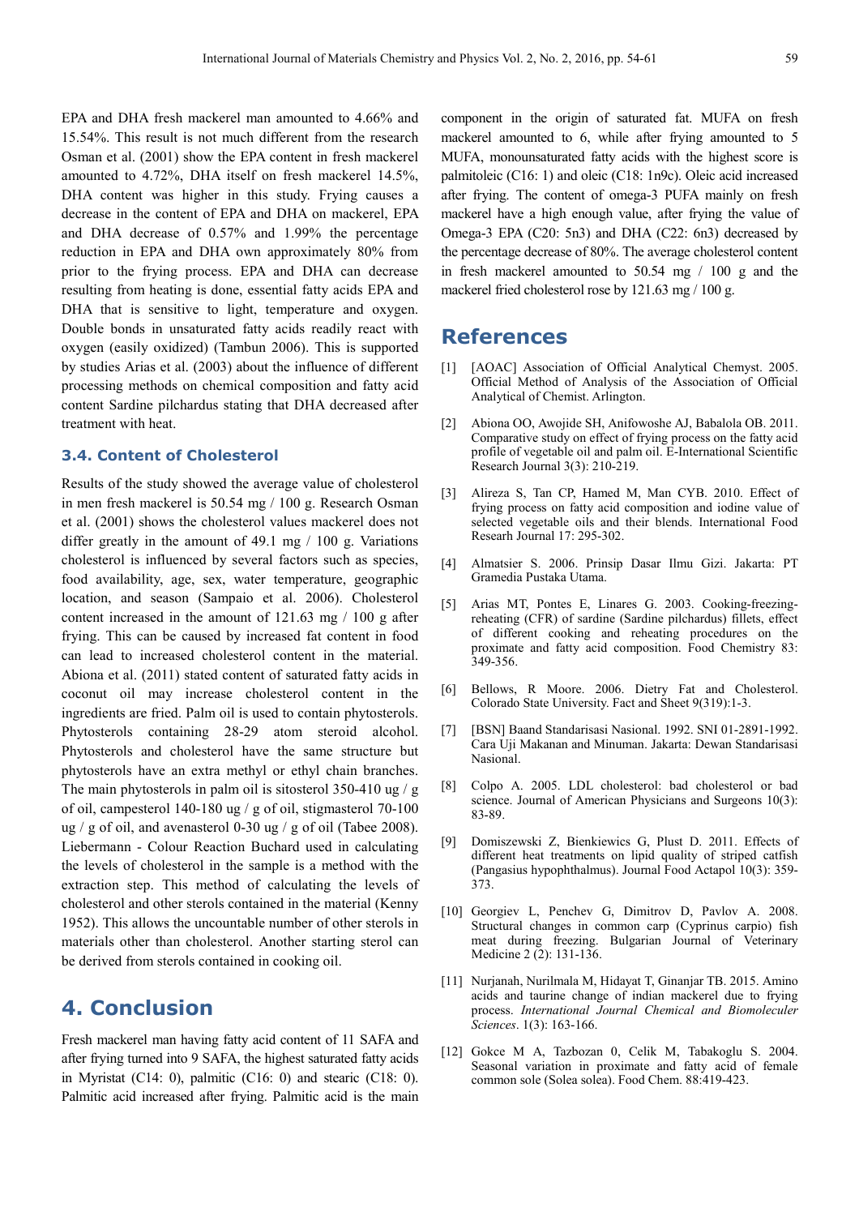EPA and DHA fresh mackerel man amounted to 4.66% and 15.54%. This result is not much different from the research Osman et al. (2001) show the EPA content in fresh mackerel amounted to 4.72%, DHA itself on fresh mackerel 14.5%, DHA content was higher in this study. Frying causes a decrease in the content of EPA and DHA on mackerel, EPA and DHA decrease of 0.57% and 1.99% the percentage reduction in EPA and DHA own approximately 80% from prior to the frying process. EPA and DHA can decrease resulting from heating is done, essential fatty acids EPA and DHA that is sensitive to light, temperature and oxygen. Double bonds in unsaturated fatty acids readily react with oxygen (easily oxidized) (Tambun 2006). This is supported by studies Arias et al. (2003) about the influence of different processing methods on chemical composition and fatty acid content Sardine pilchardus stating that DHA decreased after treatment with heat.

### 3.4. Content of Cholesterol

Results of the study showed the average value of cholesterol in men fresh mackerel is 50.54 mg / 100 g. Research Osman et al. (2001) shows the cholesterol values mackerel does not differ greatly in the amount of 49.1 mg / 100 g. Variations cholesterol is influenced by several factors such as species, food availability, age, sex, water temperature, geographic location, and season (Sampaio et al. 2006). Cholesterol content increased in the amount of 121.63 mg / 100 g after frying. This can be caused by increased fat content in food can lead to increased cholesterol content in the material. Abiona et al. (2011) stated content of saturated fatty acids in coconut oil may increase cholesterol content in the ingredients are fried. Palm oil is used to contain phytosterols. Phytosterols containing 28-29 atom steroid alcohol. Phytosterols and cholesterol have the same structure but phytosterols have an extra methyl or ethyl chain branches. The main phytosterols in palm oil is sitosterol 350-410 ug / g of oil, campesterol 140-180 ug / g of oil, stigmasterol 70-100 ug / g of oil, and avenasterol 0-30 ug / g of oil (Tabee 2008). Liebermann - Colour Reaction Buchard used in calculating the levels of cholesterol in the sample is a method with the extraction step. This method of calculating the levels of cholesterol and other sterols contained in the material (Kenny 1952). This allows the uncountable number of other sterols in materials other than cholesterol. Another starting sterol can be derived from sterols contained in cooking oil.

## 4. Conclusion

Fresh mackerel man having fatty acid content of 11 SAFA and after frying turned into 9 SAFA, the highest saturated fatty acids in Myristat (C14: 0), palmitic (C16: 0) and stearic (C18: 0). Palmitic acid increased after frying. Palmitic acid is the main component in the origin of saturated fat. MUFA on fresh mackerel amounted to 6, while after frying amounted to 5 MUFA, monounsaturated fatty acids with the highest score is palmitoleic (C16: 1) and oleic (C18: 1n9c). Oleic acid increased after frying. The content of omega-3 PUFA mainly on fresh mackerel have a high enough value, after frying the value of Omega-3 EPA (C20: 5n3) and DHA (C22: 6n3) decreased by the percentage decrease of 80%. The average cholesterol content in fresh mackerel amounted to 50.54 mg / 100 g and the mackerel fried cholesterol rose by 121.63 mg / 100 g.

## References

[1] [AOAC] Association of Official Analytical Chemyst. 2005. Official Method of Analysis of the Association of Official Analytical of Chemist. Arlington.

[2] Abiona OO, Awojide SH, Anifowoshe AJ, Babalola OB. 2011. Comparative study on effect of frying process on the fatty acid profile of vegetable oil and palm oil. E-International Scientific Research Journal 3(3): 210-219.

[3] Alireza S, Tan CP, Hamed M, Man CYB. 2010. Effect of frying process on fatty acid composition and iodine value of selected vegetable oils and their blends. International Food Researh Journal 17: 295-302.

[4] Almatsier S. 2006. Prinsip Dasar Ilmu Gizi. Jakarta: PT Gramedia Pustaka Utama.

[5] Arias MT, Pontes E, Linares G. 2003. Cooking-freezing-reheating (CFR) of sardine (Sardine pilchardus) fillets, effect of different cooking and reheating procedures on the proximate and fatty acid composition. Food Chemistry 83: 349-356.

[6] Bellows, R Moore. 2006. Dietry Fat and Cholesterol. Colorado State University. Fact and Sheet 9(319):1-3.

[7] [BSN] Baand Standarisasi Nasional. 1992. SNI 01-2891-1992. Cara Uji Makanan and Minuman. Jakarta: Dewan Standarisasi Nasional.

[8] Colpo A. 2005. LDL cholesterol: bad cholesterol or bad science. Journal of American Physicians and Surgeons 10(3): 83-89.

[9] Domiszewski Z, Bienkiewics G, Plust D. 2011. Effects of different heat treatments on lipid quality of striped catfish (Pangasius hypophthalmus). Journal Food Actapol 10(3): 359-373.

[10] Georgiev L, Penchev G, Dimitrov D, Pavlov A. 2008. Structural changes in common carp (Cyprinus carpio) fish meat during freezing. Bulgarian Journal of Veterinary Medicine 2 (2): 131-136.

[11] Nurjanah, Nurilmala M, Hidayat T, Ginanjar TB. 2015. Amino acids and taurine change of indian mackerel due to frying process. *International Journal Chemical and Biomoleculer Sciences*. 1(3): 163-166.

[12] Gokce M A, Tazbozan 0, Celik M, Tabakoglu S. 2004. Seasonal variation in proximate and fatty acid of female common sole (Solea solea). Food Chem. 88:419-423.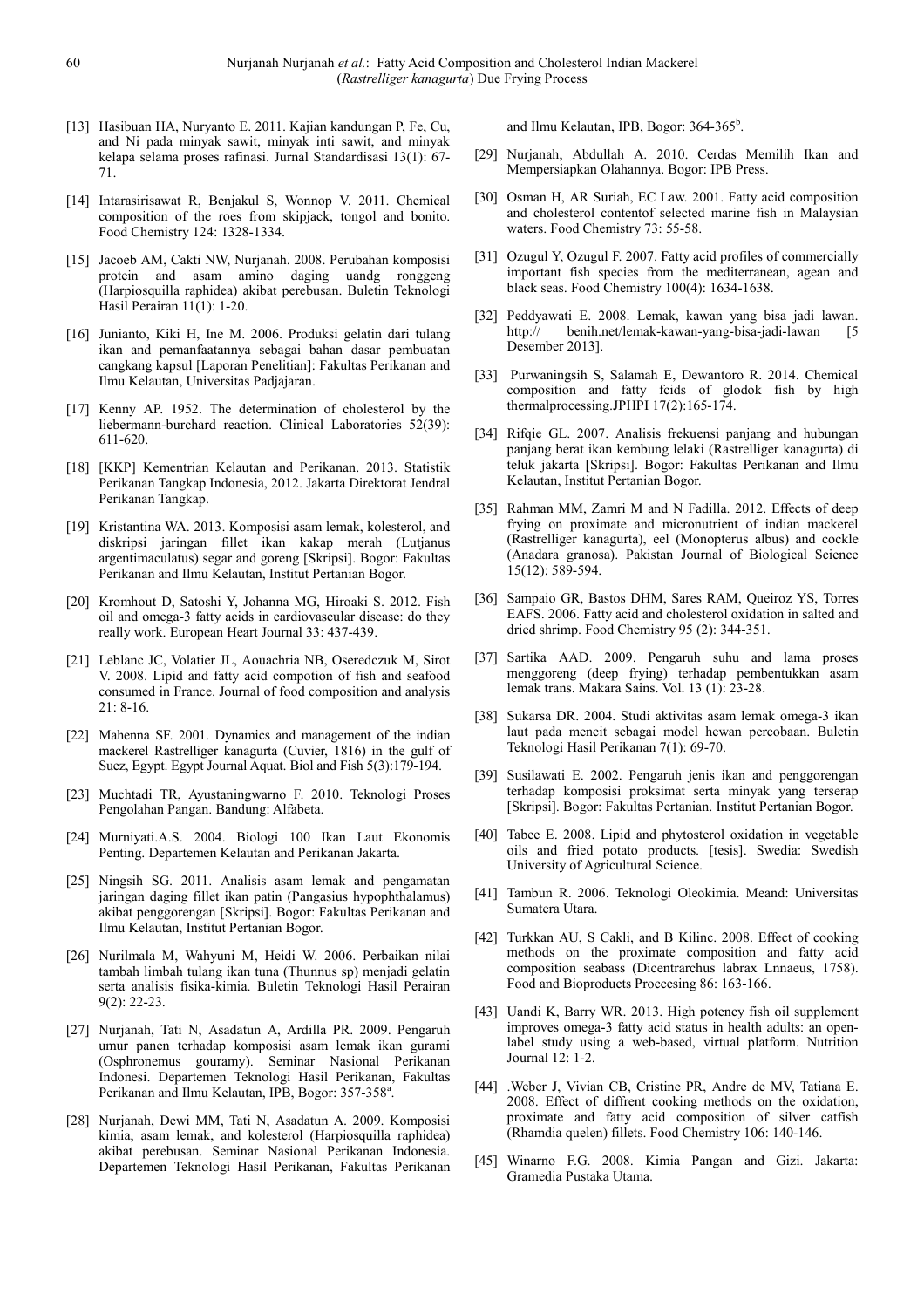[13] Hasibuan HA, Nuryanto E. 2011. Kajian kandungan P, Fe, Cu, and Ni pada minyak sawit, minyak inti sawit, and minyak kelapa selama proses rafinasi. Jurnal Standardisasi 13(1): 67-71.

[14] Intarasirisawat R, Benjakul S, Wonnop V. 2011. Chemical composition of the roes from skipjack, tongol and bonito. Food Chemistry 124: 1328-1334.

[15] Jacoeb AM, Cakti NW, Nurjanah. 2008. Perubahan komposisi protein and asam amino daging uandg ronggeng (Harpiosquilla raphidea) akibat perebusan. Buletin Teknologi Hasil Perairan 11(1): 1-20.

[16] Junianto, Kiki H, Ine M. 2006. Produksi gelatin dari tulang ikan and pemanfaatannya sebagai bahan dasar pembuatan cangkang kapsul [Laporan Penelitian]: Fakultas Perikanan and Ilmu Kelautan, Universitas Padjajaran.

[17] Kenny AP. 1952. The determination of cholesterol by the liebermann-burchard reaction. Clinical Laboratories 52(39): 611-620.

[18] [KKP] Kementrian Kelautan and Perikanan. 2013. Statistik Perikanan Tangkap Indonesia, 2012. Jakarta Direktorat Jendral Perikanan Tangkap.

[19] Kristantina WA. 2013. Komposisi asam lemak, kolesterol, and diskripsi jaringan fillet ikan kakap merah (Lutjanus argentimaculatus) segar and goreng [Skripsi]. Bogor: Fakultas Perikanan and Ilmu Kelautan, Institut Pertanian Bogor.

[20] Kromhout D, Satoshi Y, Johanna MG, Hiroaki S. 2012. Fish oil and omega-3 fatty acids in cardiovascular disease: do they really work. European Heart Journal 33: 437-439.

[21] Leblanc JC, Volatier JL, Aouachria NB, Oseredczuk M, Sirot V. 2008. Lipid and fatty acid compotion of fish and seafood consumed in France. Journal of food composition and analysis 21: 8-16.

[22] Mahenna SF. 2001. Dynamics and management of the indian mackerel Rastrelliger kanagurta (Cuvier, 1816) in the gulf of Suez, Egypt. Egypt Journal Aquat. Biol and Fish 5(3):179-194.

[23] Muchtadi TR, Ayustaningwarno F. 2010. Teknologi Proses Pengolahan Pangan. Bandung: Alfabeta.

[24] Murniyati.A.S. 2004. Biologi 100 Ikan Laut Ekonomis Penting. Departemen Kelautan and Perikanan Jakarta.

[25] Ningsih SG. 2011. Analisis asam lemak and pengamatan jaringan daging fillet ikan patin (Pangasius hypophthalamus) akibat penggorengan [Skripsi]. Bogor: Fakultas Perikanan and Ilmu Kelautan, Institut Pertanian Bogor.

[26] Nurilmala M, Wahyuni M, Heidi W. 2006. Perbaikan nilai tambah limbah tulang ikan tuna (Thunnus sp) menjadi gelatin serta analisis fisika-kimia. Buletin Teknologi Hasil Perairan 9(2): 22-23.

[27] Nurjanah, Tati N, Asadatun A, Ardilla PR. 2009. Pengaruh umur panen terhadap komposisi asam lemak ikan gurami (Osphronemus gouramy). Seminar Nasional Perikanan Indonesi. Departemen Teknologi Hasil Perikanan, Fakultas Perikanan and Ilmu Kelautan, IPB, Bogor: 357-358[a].

[28] Nurjanah, Dewi MM, Tati N, Asadatun A. 2009. Komposisi kimia, asam lemak, and kolesterol (Harpiosquilla raphidea) akibat perebusan. Seminar Nasional Perikanan Indonesia. Departemen Teknologi Hasil Perikanan, Fakultas Perikanan and Ilmu Kelautan, IPB, Bogor: 364-365[b].

[29] Nurjanah, Abdullah A. 2010. Cerdas Memilih Ikan and Mempersiapkan Olahannya. Bogor: IPB Press.

[30] Osman H, AR Suriah, EC Law. 2001. Fatty acid composition and cholesterol contentof selected marine fish in Malaysian waters. Food Chemistry 73: 55-58.

[31] Ozugul Y, Ozugul F. 2007. Fatty acid profiles of commercially important fish species from the mediterranean, agean and black seas. Food Chemistry 100(4): 1634-1638.

[32] Peddyawati E. 2008. Lemak, kawan yang bisa jadi lawan. http:// benih.net/lemak-kawan-yang-bisa-jadi-lawan [5 Desember 2013].

[33] Purwaningsih S, Salamah E, Dewantoro R. 2014. Chemical composition and fatty fcids of glodok fish by high thermalprocessing.JPHPI 17(2):165-174.

[34] Rifqie GL. 2007. Analisis frekuensi panjang and hubungan panjang berat ikan kembung lelaki (Rastrelliger kanagurta) di teluk jakarta [Skripsi]. Bogor: Fakultas Perikanan and Ilmu Kelautan, Institut Pertanian Bogor.

[35] Rahman MM, Zamri M and N Fadilla. 2012. Effects of deep frying on proximate and micronutrient of indian mackerel (Rastrelliger kanagurta), eel (Monopterus albus) and cockle (Anadara granosa). Pakistan Journal of Biological Science 15(12): 589-594.

[36] Sampaio GR, Bastos DHM, Sares RAM, Queiroz YS, Torres EAFS. 2006. Fatty acid and cholesterol oxidation in salted and dried shrimp. Food Chemistry 95 (2): 344-351.

[37] Sartika AAD. 2009. Pengaruh suhu and lama proses menggoreng (deep frying) terhadap pembentukkan asam lemak trans. Makara Sains. Vol. 13 (1): 23-28.

[38] Sukarsa DR. 2004. Studi aktivitas asam lemak omega-3 ikan laut pada mencit sebagai model hewan percobaan. Buletin Teknologi Hasil Perikanan 7(1): 69-70.

[39] Susilawati E. 2002. Pengaruh jenis ikan and penggorengan terhadap komposisi proksimat serta minyak yang terserap [Skripsi]. Bogor: Fakultas Pertanian. Institut Pertanian Bogor.

[40] Tabee E. 2008. Lipid and phytosterol oxidation in vegetable oils and fried potato products. [tesis]. Swedia: Swedish University of Agricultural Science.

[41] Tambun R. 2006. Teknologi Oleokimia. Meand: Universitas Sumatera Utara.

[42] Turkkan AU, S Cakli, and B Kilinc. 2008. Effect of cooking methods on the proximate composition and fatty acid composition seabass (Dicentrarchus labrax Lnnaeus, 1758). Food and Bioproducts Proccesing 86: 163-166.

[43] Uandi K, Barry WR. 2013. High potency fish oil supplement improves omega-3 fatty acid status in health adults: an open-label study using a web-based, virtual platform. Nutrition Journal 12: 1-2.

[44] .Weber J, Vivian CB, Cristine PR, Andre de MV, Tatiana E. 2008. Effect of diffrent cooking methods on the oxidation, proximate and fatty acid composition of silver catfish (Rhamdia quelen) fillets. Food Chemistry 106: 140-146.

[45] Winarno F.G. 2008. Kimia Pangan and Gizi. Jakarta: Gramedia Pustaka Utama.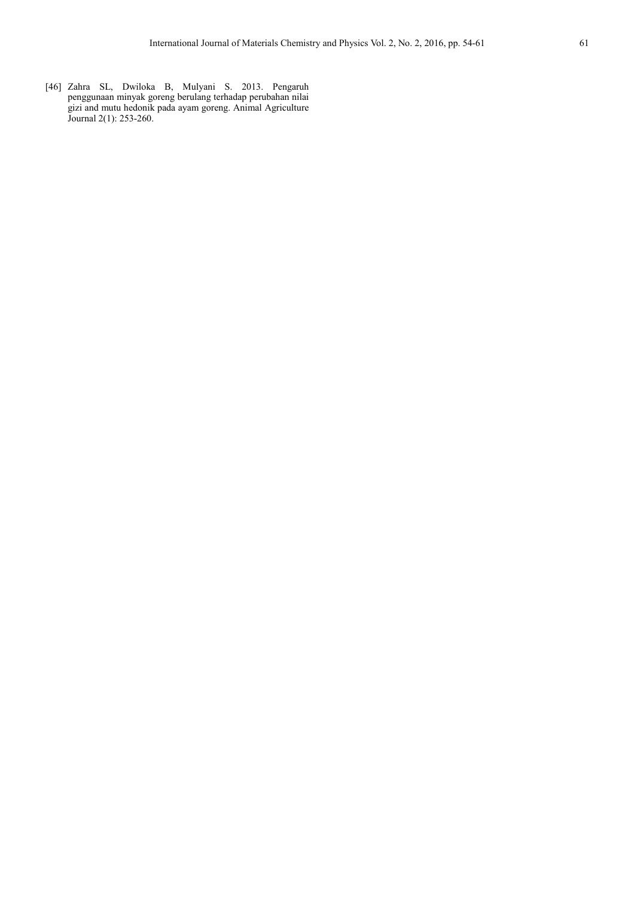[46] Zahra SL, Dwiloka B, Mulyani S. 2013. Pengaruh penggunaan minyak goreng berulang terhadap perubahan nilai gizi and mutu hedonik pada ayam goreng. Animal Agriculture Journal 2(1): 253-260.